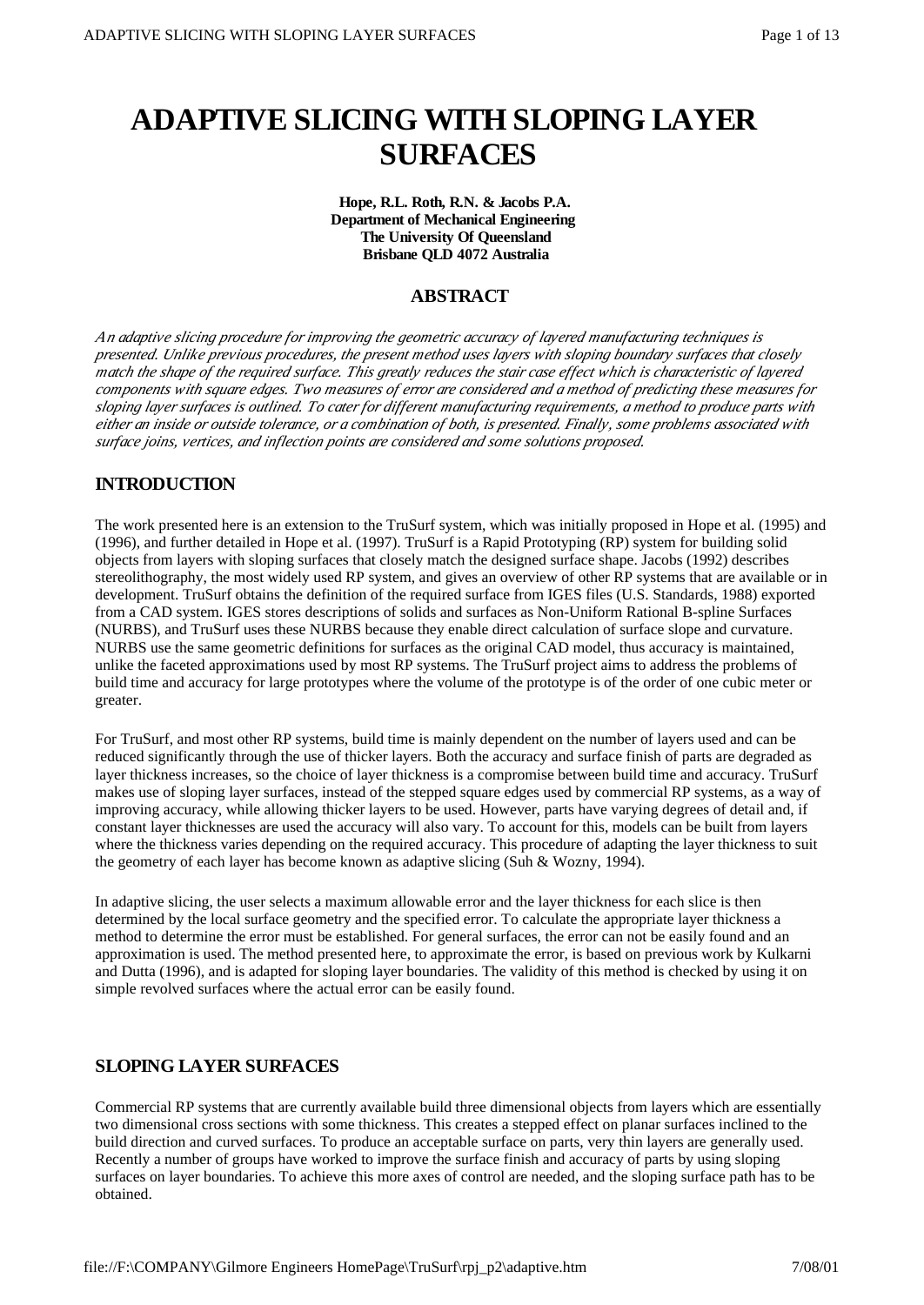# ADAPTIVE SLICING WITH SLOPING LAYER SURFACES

**Hope, R.L. Roth, R.N. & Jacobs P.A.**
**Department of Mechanical Engineering**
**The University Of Queensland**
**Brisbane QLD 4072 Australia**

## ABSTRACT

*An adaptive slicing procedure for improving the geometric accuracy of layered manufacturing techniques is presented. Unlike previous procedures, the present method uses layers with sloping boundary surfaces that closely match the shape of the required surface. This greatly reduces the stair case effect which is characteristic of layered components with square edges. Two measures of error are considered and a method of predicting these measures for sloping layer surfaces is outlined. To cater for different manufacturing requirements, a method to produce parts with either an inside or outside tolerance, or a combination of both, is presented. Finally, some problems associated with surface joins, vertices, and inflection points are considered and some solutions proposed.*

## INTRODUCTION

The work presented here is an extension to the TruSurf system, which was initially proposed in Hope et al. (1995) and (1996), and further detailed in Hope et al. (1997). TruSurf is a Rapid Prototyping (RP) system for building solid objects from layers with sloping surfaces that closely match the designed surface shape. Jacobs (1992) describes stereolithography, the most widely used RP system, and gives an overview of other RP systems that are available or in development. TruSurf obtains the definition of the required surface from IGES files (U.S. Standards, 1988) exported from a CAD system. IGES stores descriptions of solids and surfaces as Non-Uniform Rational B-spline Surfaces (NURBS), and TruSurf uses these NURBS because they enable direct calculation of surface slope and curvature. NURBS use the same geometric definitions for surfaces as the original CAD model, thus accuracy is maintained, unlike the faceted approximations used by most RP systems. The TruSurf project aims to address the problems of build time and accuracy for large prototypes where the volume of the prototype is of the order of one cubic meter or greater.

For TruSurf, and most other RP systems, build time is mainly dependent on the number of layers used and can be reduced significantly through the use of thicker layers. Both the accuracy and surface finish of parts are degraded as layer thickness increases, so the choice of layer thickness is a compromise between build time and accuracy. TruSurf makes use of sloping layer surfaces, instead of the stepped square edges used by commercial RP systems, as a way of improving accuracy, while allowing thicker layers to be used. However, parts have varying degrees of detail and, if constant layer thicknesses are used the accuracy will also vary. To account for this, models can be built from layers where the thickness varies depending on the required accuracy. This procedure of adapting the layer thickness to suit the geometry of each layer has become known as adaptive slicing (Suh & Wozny, 1994).

In adaptive slicing, the user selects a maximum allowable error and the layer thickness for each slice is then determined by the local surface geometry and the specified error. To calculate the appropriate layer thickness a method to determine the error must be established. For general surfaces, the error can not be easily found and an approximation is used. The method presented here, to approximate the error, is based on previous work by Kulkarni and Dutta (1996), and is adapted for sloping layer boundaries. The validity of this method is checked by using it on simple revolved surfaces where the actual error can be easily found.

## SLOPING LAYER SURFACES

Commercial RP systems that are currently available build three dimensional objects from layers which are essentially two dimensional cross sections with some thickness. This creates a stepped effect on planar surfaces inclined to the build direction and curved surfaces. To produce an acceptable surface on parts, very thin layers are generally used. Recently a number of groups have worked to improve the surface finish and accuracy of parts by using sloping surfaces on layer boundaries. To achieve this more axes of control are needed, and the sloping surface path has to be obtained.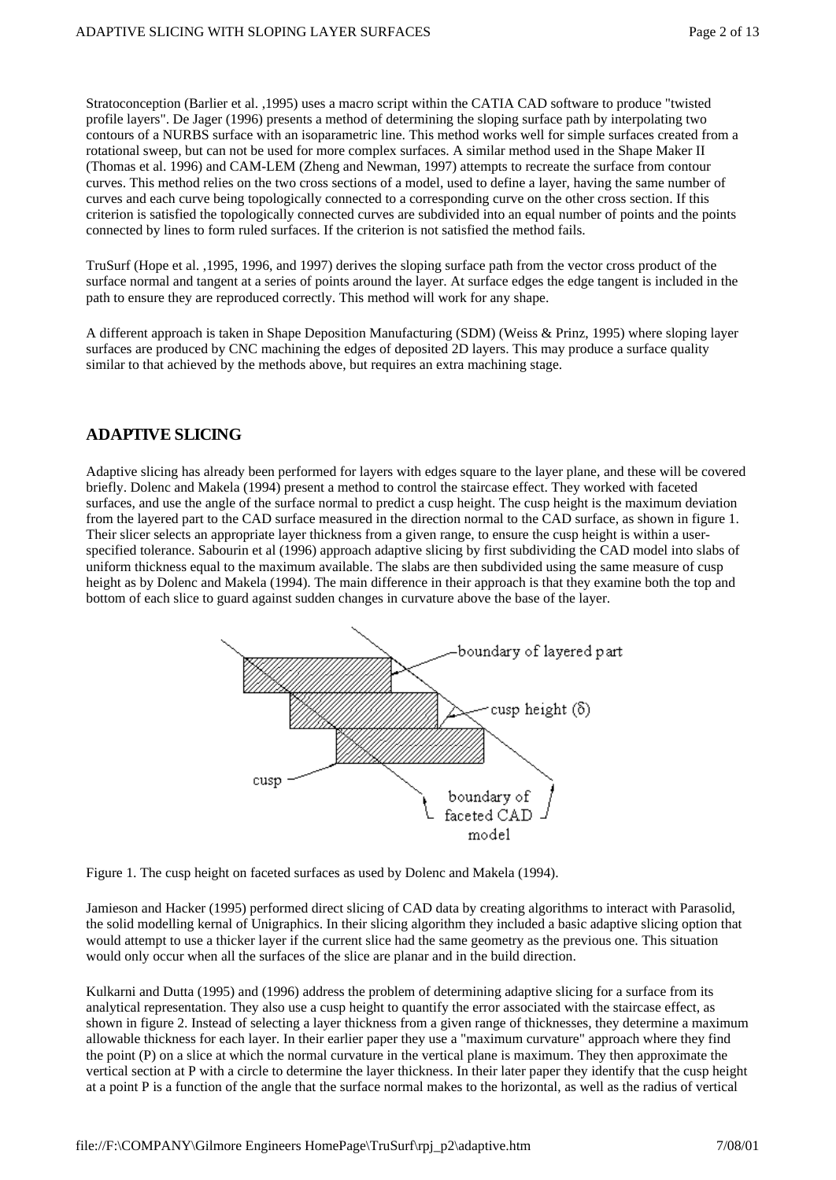Stratoconception (Barlier et al. ,1995) uses a macro script within the CATIA CAD software to produce "twisted profile layers". De Jager (1996) presents a method of determining the sloping surface path by interpolating two contours of a NURBS surface with an isoparametric line. This method works well for simple surfaces created from a rotational sweep, but can not be used for more complex surfaces. A similar method used in the Shape Maker II (Thomas et al. 1996) and CAM-LEM (Zheng and Newman, 1997) attempts to recreate the surface from contour curves. This method relies on the two cross sections of a model, used to define a layer, having the same number of curves and each curve being topologically connected to a corresponding curve on the other cross section. If this criterion is satisfied the topologically connected curves are subdivided into an equal number of points and the points connected by lines to form ruled surfaces. If the criterion is not satisfied the method fails.

TruSurf (Hope et al. ,1995, 1996, and 1997) derives the sloping surface path from the vector cross product of the surface normal and tangent at a series of points around the layer. At surface edges the edge tangent is included in the path to ensure they are reproduced correctly. This method will work for any shape.

A different approach is taken in Shape Deposition Manufacturing (SDM) (Weiss & Prinz, 1995) where sloping layer surfaces are produced by CNC machining the edges of deposited 2D layers. This may produce a surface quality similar to that achieved by the methods above, but requires an extra machining stage.

## ADAPTIVE SLICING

Adaptive slicing has already been performed for layers with edges square to the layer plane, and these will be covered briefly. Dolenc and Makela (1994) present a method to control the staircase effect. They worked with faceted surfaces, and use the angle of the surface normal to predict a cusp height. The cusp height is the maximum deviation from the layered part to the CAD surface measured in the direction normal to the CAD surface, as shown in figure 1. Their slicer selects an appropriate layer thickness from a given range, to ensure the cusp height is within a user-specified tolerance. Sabourin et al (1996) approach adaptive slicing by first subdividing the CAD model into slabs of uniform thickness equal to the maximum available. The slabs are then subdivided using the same measure of cusp height as by Dolenc and Makela (1994). The main difference in their approach is that they examine both the top and bottom of each slice to guard against sudden changes in curvature above the base of the layer.

Figure 1. The cusp height on faceted surfaces as used by Dolenc and Makela (1994).

Jamieson and Hacker (1995) performed direct slicing of CAD data by creating algorithms to interact with Parasolid, the solid modelling kernal of Unigraphics. In their slicing algorithm they included a basic adaptive slicing option that would attempt to use a thicker layer if the current slice had the same geometry as the previous one. This situation would only occur when all the surfaces of the slice are planar and in the build direction.

Kulkarni and Dutta (1995) and (1996) address the problem of determining adaptive slicing for a surface from its analytical representation. They also use a cusp height to quantify the error associated with the staircase effect, as shown in figure 2. Instead of selecting a layer thickness from a given range of thicknesses, they determine a maximum allowable thickness for each layer. In their earlier paper they use a "maximum curvature" approach where they find the point (P) on a slice at which the normal curvature in the vertical plane is maximum. They then approximate the vertical section at P with a circle to determine the layer thickness. In their later paper they identify that the cusp height at a point P is a function of the angle that the surface normal makes to the horizontal, as well as the radius of vertical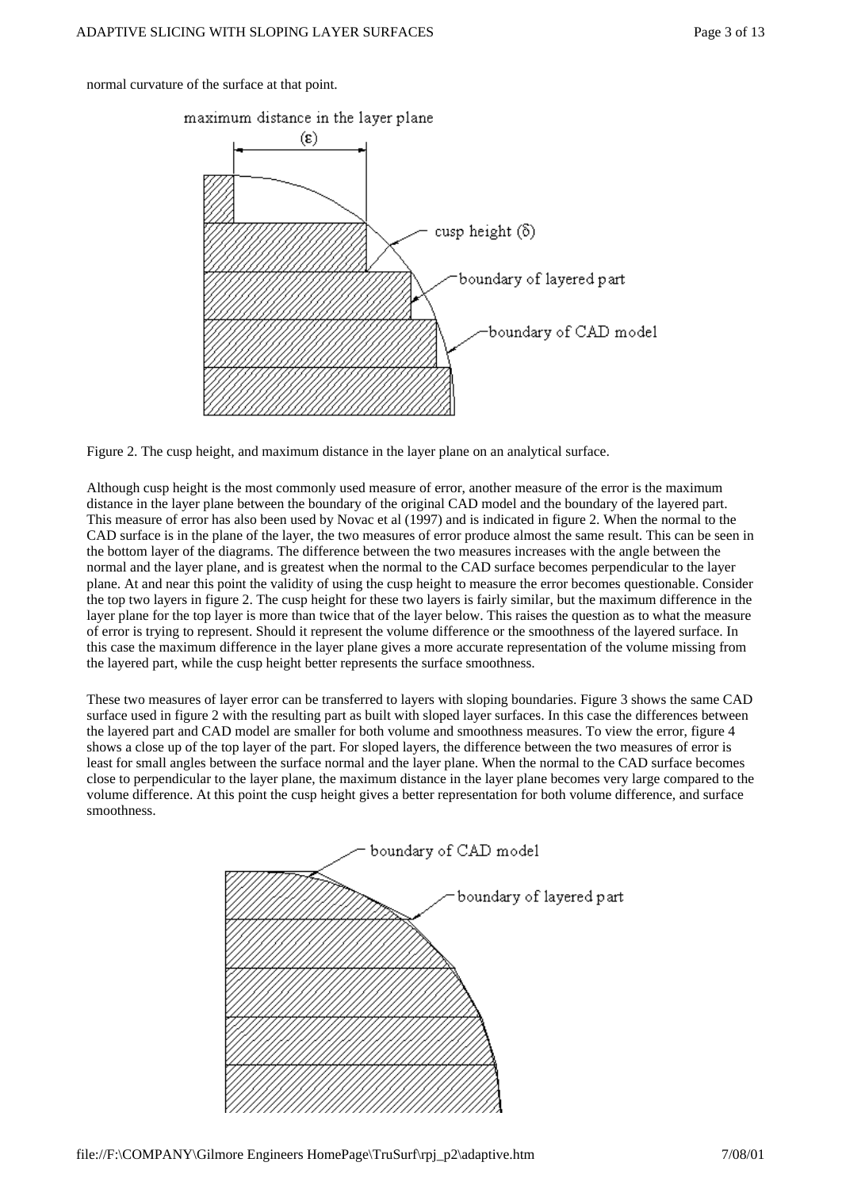normal curvature of the surface at that point.

Figure 2. The cusp height, and maximum distance in the layer plane on an analytical surface.

Although cusp height is the most commonly used measure of error, another measure of the error is the maximum distance in the layer plane between the boundary of the original CAD model and the boundary of the layered part. This measure of error has also been used by Novac et al (1997) and is indicated in figure 2. When the normal to the CAD surface is in the plane of the layer, the two measures of error produce almost the same result. This can be seen in the bottom layer of the diagrams. The difference between the two measures increases with the angle between the normal and the layer plane, and is greatest when the normal to the CAD surface becomes perpendicular to the layer plane. At and near this point the validity of using the cusp height to measure the error becomes questionable. Consider the top two layers in figure 2. The cusp height for these two layers is fairly similar, but the maximum difference in the layer plane for the top layer is more than twice that of the layer below. This raises the question as to what the measure of error is trying to represent. Should it represent the volume difference or the smoothness of the layered surface. In this case the maximum difference in the layer plane gives a more accurate representation of the volume missing from the layered part, while the cusp height better represents the surface smoothness.

These two measures of layer error can be transferred to layers with sloping boundaries. Figure 3 shows the same CAD surface used in figure 2 with the resulting part as built with sloped layer surfaces. In this case the differences between the layered part and CAD model are smaller for both volume and smoothness measures. To view the error, figure 4 shows a close up of the top layer of the part. For sloped layers, the difference between the two measures of error is least for small angles between the surface normal and the layer plane. When the normal to the CAD surface becomes close to perpendicular to the layer plane, the maximum distance in the layer plane becomes very large compared to the volume difference. At this point the cusp height gives a better representation for both volume difference, and surface smoothness.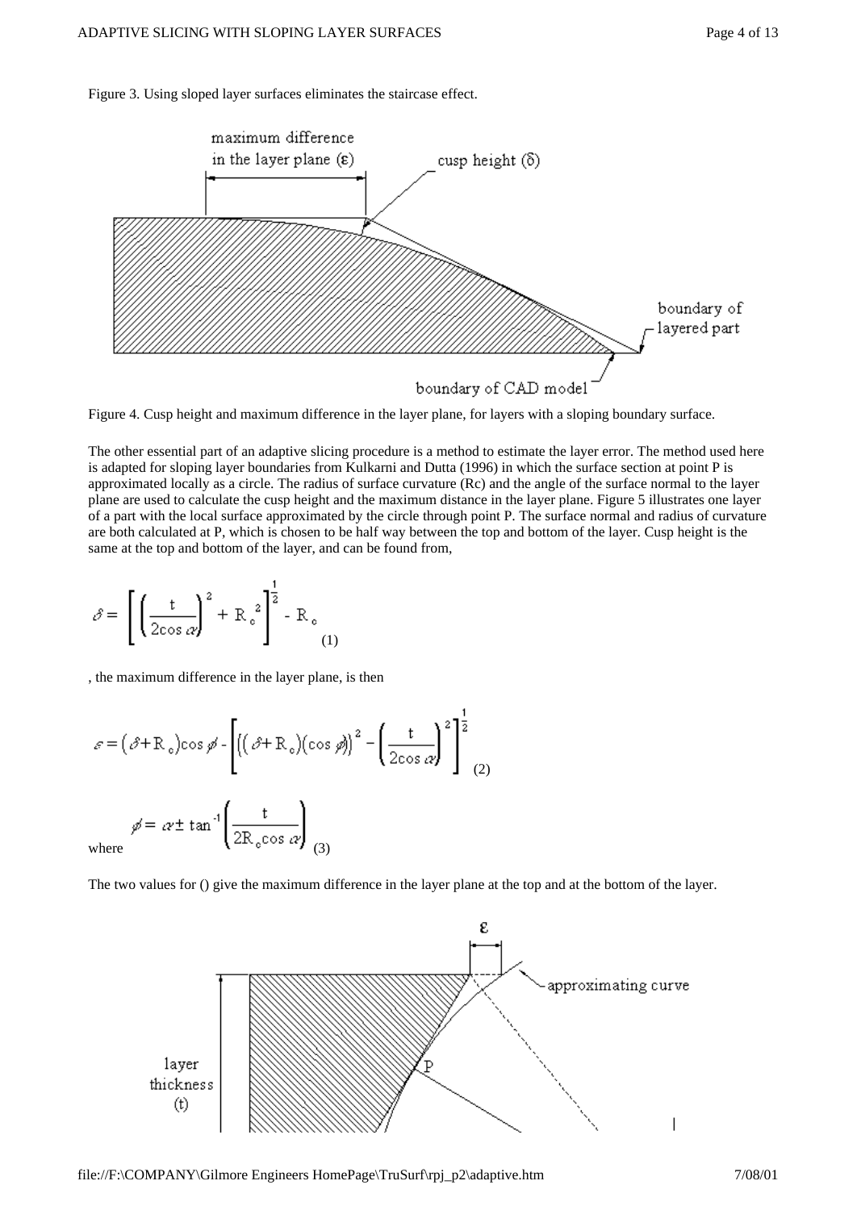Figure 3. Using sloped layer surfaces eliminates the staircase effect.

Figure 4. Cusp height and maximum difference in the layer plane, for layers with a sloping boundary surface.

The other essential part of an adaptive slicing procedure is a method to estimate the layer error. The method used here is adapted for sloping layer boundaries from Kulkarni and Dutta (1996) in which the surface section at point P is approximated locally as a circle. The radius of surface curvature (Rc) and the angle of the surface normal to the layer plane are used to calculate the cusp height and the maximum distance in the layer plane. Figure 5 illustrates one layer of a part with the local surface approximated by the circle through point P. The surface normal and radius of curvature are both calculated at P, which is chosen to be half way between the top and bottom of the layer. Cusp height is the same at the top and bottom of the layer, and can be found from,

$$\delta = \left[ \left( \frac{t}{2\cos\alpha} \right)^2 + R_c^2 \right]^{\frac{1}{2}} - R_c \qquad (1)$$

, the maximum difference in the layer plane, is then

$$\varepsilon = (\delta + R_c)\cos\phi - \left[ \left( (\delta + R_c)(\cos\phi) \right)^2 - \left( \frac{t}{2\cos\alpha} \right)^2 \right]^{\frac{1}{2}} \qquad (2)$$

where
$$\phi = \alpha \pm \tan^{-1}\left( \frac{t}{2R_c\cos\alpha} \right) \qquad (3)$$

The two values for () give the maximum difference in the layer plane at the top and at the bottom of the layer.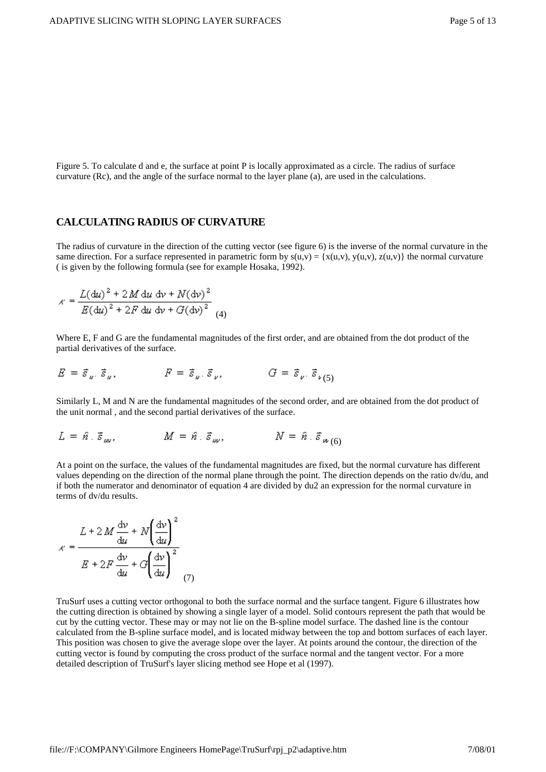Figure 5. To calculate d and e, the surface at point P is locally approximated as a circle. The radius of surface curvature (Rc), and the angle of the surface normal to the layer plane (a), are used in the calculations.

## CALCULATING RADIUS OF CURVATURE

The radius of curvature in the direction of the cutting vector (see figure 6) is the inverse of the normal curvature in the same direction. For a surface represented in parametric form by $s(u,v) = \{x(u,v), y(u,v), z(u,v)\}$ the normal curvature ( is given by the following formula (see for example Hosaka, 1992).

$$\kappa = \frac{L(\mathrm{d}u)^2 + 2M\,\mathrm{d}u\,\mathrm{d}v + N(\mathrm{d}v)^2}{E(\mathrm{d}u)^2 + 2F\,\mathrm{d}u\,\mathrm{d}v + G(\mathrm{d}v)^2} \quad (4)$$

Where E, F and G are the fundamental magnitudes of the first order, and are obtained from the dot product of the partial derivatives of the surface.

$$E = \vec{s}_u \cdot \vec{s}_u, \qquad F = \vec{s}_u \cdot \vec{s}_v, \qquad G = \vec{s}_v \cdot \vec{s}_v \quad (5)$$

Similarly L, M and N are the fundamental magnitudes of the second order, and are obtained from the dot product of the unit normal , and the second partial derivatives of the surface.

$$L = \hat{n} \cdot \vec{s}_{uu}, \qquad M = \hat{n} \cdot \vec{s}_{uv}, \qquad N = \hat{n} \cdot \vec{s}_{vv} \quad (6)$$

At a point on the surface, the values of the fundamental magnitudes are fixed, but the normal curvature has different values depending on the direction of the normal plane through the point. The direction depends on the ratio dv/du, and if both the numerator and denominator of equation 4 are divided by du2 an expression for the normal curvature in terms of dv/du results.

$$\kappa = \frac{L + 2M\frac{\mathrm{d}v}{\mathrm{d}u} + N\left(\frac{\mathrm{d}v}{\mathrm{d}u}\right)^2}{E + 2F\frac{\mathrm{d}v}{\mathrm{d}u} + G\left(\frac{\mathrm{d}v}{\mathrm{d}u}\right)^2} \quad (7)$$

TruSurf uses a cutting vector orthogonal to both the surface normal and the surface tangent. Figure 6 illustrates how the cutting direction is obtained by showing a single layer of a model. Solid contours represent the path that would be cut by the cutting vector. These may or may not lie on the B-spline model surface. The dashed line is the contour calculated from the B-spline surface model, and is located midway between the top and bottom surfaces of each layer. This position was chosen to give the average slope over the layer. At points around the contour, the direction of the cutting vector is found by computing the cross product of the surface normal and the tangent vector. For a more detailed description of TruSurf's layer slicing method see Hope et al (1997).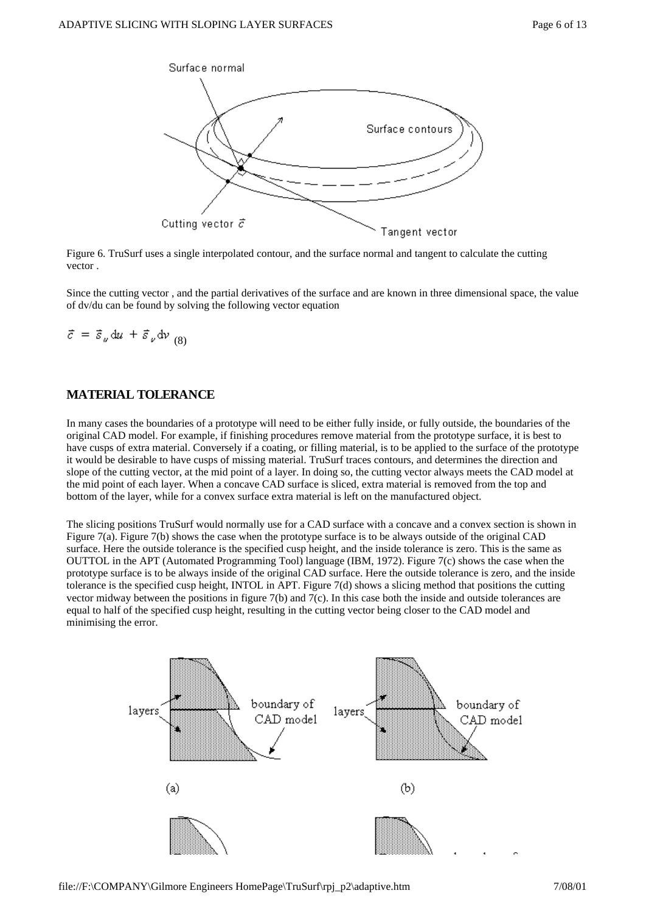Figure 6. TruSurf uses a single interpolated contour, and the surface normal and tangent to calculate the cutting vector .

Since the cutting vector , and the partial derivatives of the surface and are known in three dimensional space, the value of dv/du can be found by solving the following vector equation

$$\vec{c} = \vec{s}_u \, du + \vec{s}_v \, dv \quad (8)$$

## MATERIAL TOLERANCE

In many cases the boundaries of a prototype will need to be either fully inside, or fully outside, the boundaries of the original CAD model. For example, if finishing procedures remove material from the prototype surface, it is best to have cusps of extra material. Conversely if a coating, or filling material, is to be applied to the surface of the prototype it would be desirable to have cusps of missing material. TruSurf traces contours, and determines the direction and slope of the cutting vector, at the mid point of a layer. In doing so, the cutting vector always meets the CAD model at the mid point of each layer. When a concave CAD surface is sliced, extra material is removed from the top and bottom of the layer, while for a convex surface extra material is left on the manufactured object.

The slicing positions TruSurf would normally use for a CAD surface with a concave and a convex section is shown in Figure 7(a). Figure 7(b) shows the case when the prototype surface is to be always outside of the original CAD surface. Here the outside tolerance is the specified cusp height, and the inside tolerance is zero. This is the same as OUTTOL in the APT (Automated Programming Tool) language (IBM, 1972). Figure 7(c) shows the case when the prototype surface is to be always inside of the original CAD surface. Here the outside tolerance is zero, and the inside tolerance is the specified cusp height, INTOL in APT. Figure 7(d) shows a slicing method that positions the cutting vector midway between the positions in figure 7(b) and 7(c). In this case both the inside and outside tolerances are equal to half of the specified cusp height, resulting in the cutting vector being closer to the CAD model and minimising the error.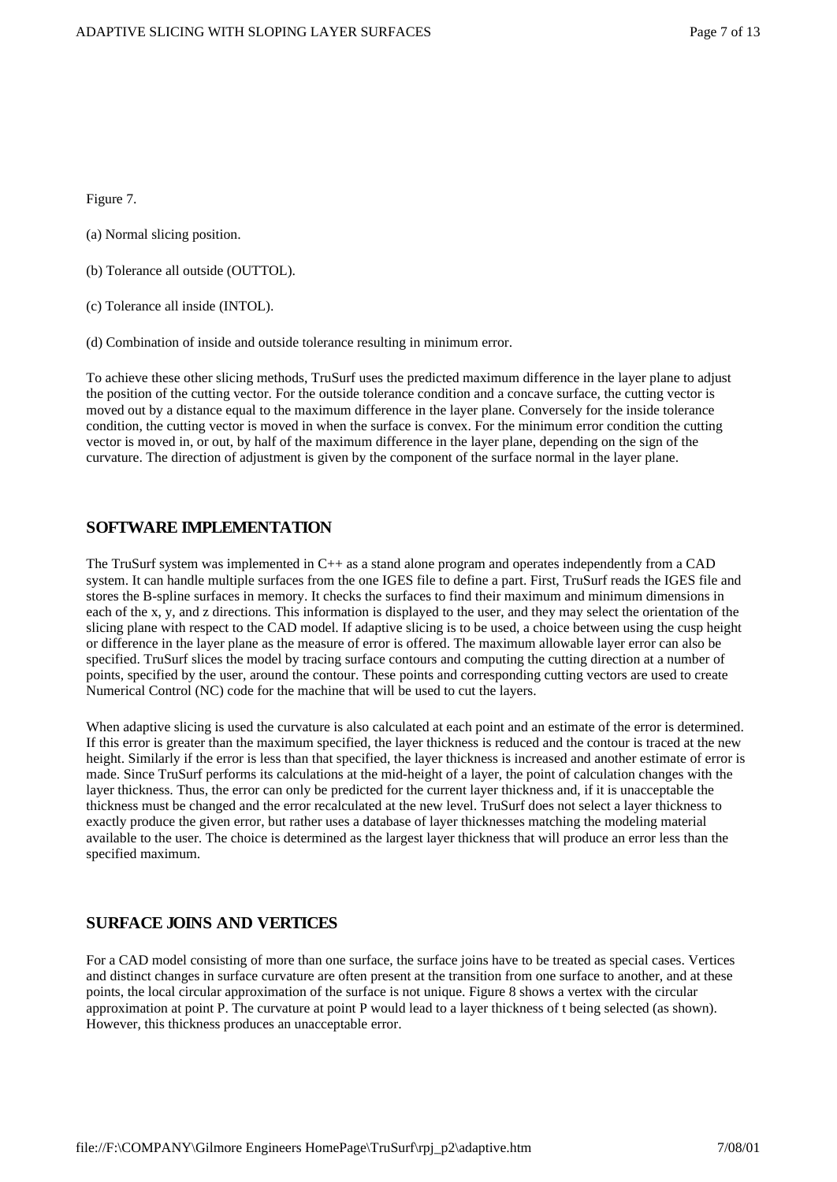Figure 7.

(a) Normal slicing position.

(b) Tolerance all outside (OUTTOL).

(c) Tolerance all inside (INTOL).

(d) Combination of inside and outside tolerance resulting in minimum error.

To achieve these other slicing methods, TruSurf uses the predicted maximum difference in the layer plane to adjust the position of the cutting vector. For the outside tolerance condition and a concave surface, the cutting vector is moved out by a distance equal to the maximum difference in the layer plane. Conversely for the inside tolerance condition, the cutting vector is moved in when the surface is convex. For the minimum error condition the cutting vector is moved in, or out, by half of the maximum difference in the layer plane, depending on the sign of the curvature. The direction of adjustment is given by the component of the surface normal in the layer plane.

## SOFTWARE IMPLEMENTATION

The TruSurf system was implemented in C++ as a stand alone program and operates independently from a CAD system. It can handle multiple surfaces from the one IGES file to define a part. First, TruSurf reads the IGES file and stores the B-spline surfaces in memory. It checks the surfaces to find their maximum and minimum dimensions in each of the x, y, and z directions. This information is displayed to the user, and they may select the orientation of the slicing plane with respect to the CAD model. If adaptive slicing is to be used, a choice between using the cusp height or difference in the layer plane as the measure of error is offered. The maximum allowable layer error can also be specified. TruSurf slices the model by tracing surface contours and computing the cutting direction at a number of points, specified by the user, around the contour. These points and corresponding cutting vectors are used to create Numerical Control (NC) code for the machine that will be used to cut the layers.

When adaptive slicing is used the curvature is also calculated at each point and an estimate of the error is determined. If this error is greater than the maximum specified, the layer thickness is reduced and the contour is traced at the new height. Similarly if the error is less than that specified, the layer thickness is increased and another estimate of error is made. Since TruSurf performs its calculations at the mid-height of a layer, the point of calculation changes with the layer thickness. Thus, the error can only be predicted for the current layer thickness and, if it is unacceptable the thickness must be changed and the error recalculated at the new level. TruSurf does not select a layer thickness to exactly produce the given error, but rather uses a database of layer thicknesses matching the modeling material available to the user. The choice is determined as the largest layer thickness that will produce an error less than the specified maximum.

## SURFACE JOINS AND VERTICES

For a CAD model consisting of more than one surface, the surface joins have to be treated as special cases. Vertices and distinct changes in surface curvature are often present at the transition from one surface to another, and at these points, the local circular approximation of the surface is not unique. Figure 8 shows a vertex with the circular approximation at point P. The curvature at point P would lead to a layer thickness of t being selected (as shown). However, this thickness produces an unacceptable error.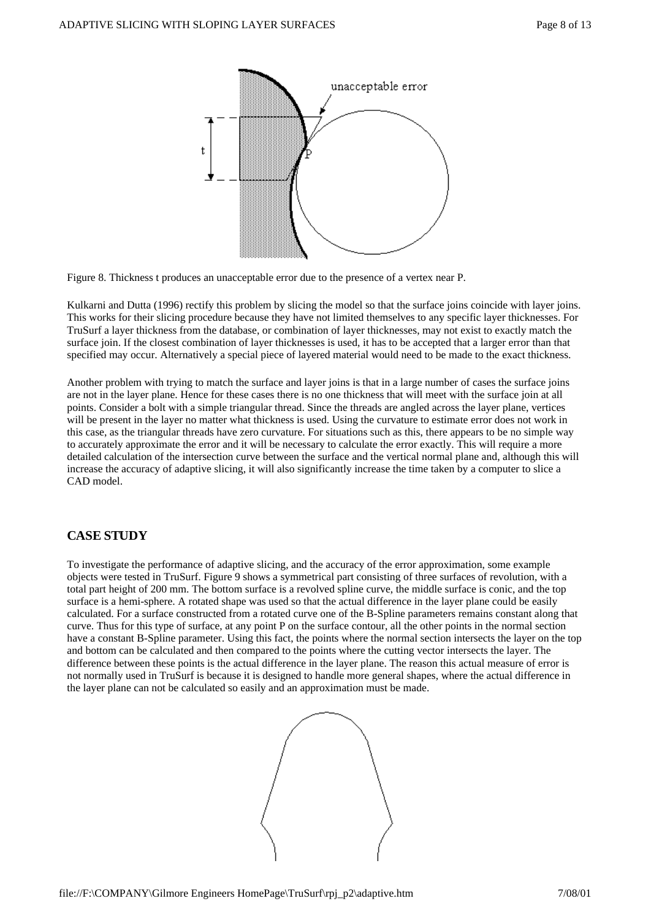Figure 8. Thickness t produces an unacceptable error due to the presence of a vertex near P.

Kulkarni and Dutta (1996) rectify this problem by slicing the model so that the surface joins coincide with layer joins. This works for their slicing procedure because they have not limited themselves to any specific layer thicknesses. For TruSurf a layer thickness from the database, or combination of layer thicknesses, may not exist to exactly match the surface join. If the closest combination of layer thicknesses is used, it has to be accepted that a larger error than that specified may occur. Alternatively a special piece of layered material would need to be made to the exact thickness.

Another problem with trying to match the surface and layer joins is that in a large number of cases the surface joins are not in the layer plane. Hence for these cases there is no one thickness that will meet with the surface join at all points. Consider a bolt with a simple triangular thread. Since the threads are angled across the layer plane, vertices will be present in the layer no matter what thickness is used. Using the curvature to estimate error does not work in this case, as the triangular threads have zero curvature. For situations such as this, there appears to be no simple way to accurately approximate the error and it will be necessary to calculate the error exactly. This will require a more detailed calculation of the intersection curve between the surface and the vertical normal plane and, although this will increase the accuracy of adaptive slicing, it will also significantly increase the time taken by a computer to slice a CAD model.

## CASE STUDY

To investigate the performance of adaptive slicing, and the accuracy of the error approximation, some example objects were tested in TruSurf. Figure 9 shows a symmetrical part consisting of three surfaces of revolution, with a total part height of 200 mm. The bottom surface is a revolved spline curve, the middle surface is conic, and the top surface is a hemi-sphere. A rotated shape was used so that the actual difference in the layer plane could be easily calculated. For a surface constructed from a rotated curve one of the B-Spline parameters remains constant along that curve. Thus for this type of surface, at any point P on the surface contour, all the other points in the normal section have a constant B-Spline parameter. Using this fact, the points where the normal section intersects the layer on the top and bottom can be calculated and then compared to the points where the cutting vector intersects the layer. The difference between these points is the actual difference in the layer plane. The reason this actual measure of error is not normally used in TruSurf is because it is designed to handle more general shapes, where the actual difference in the layer plane can not be calculated so easily and an approximation must be made.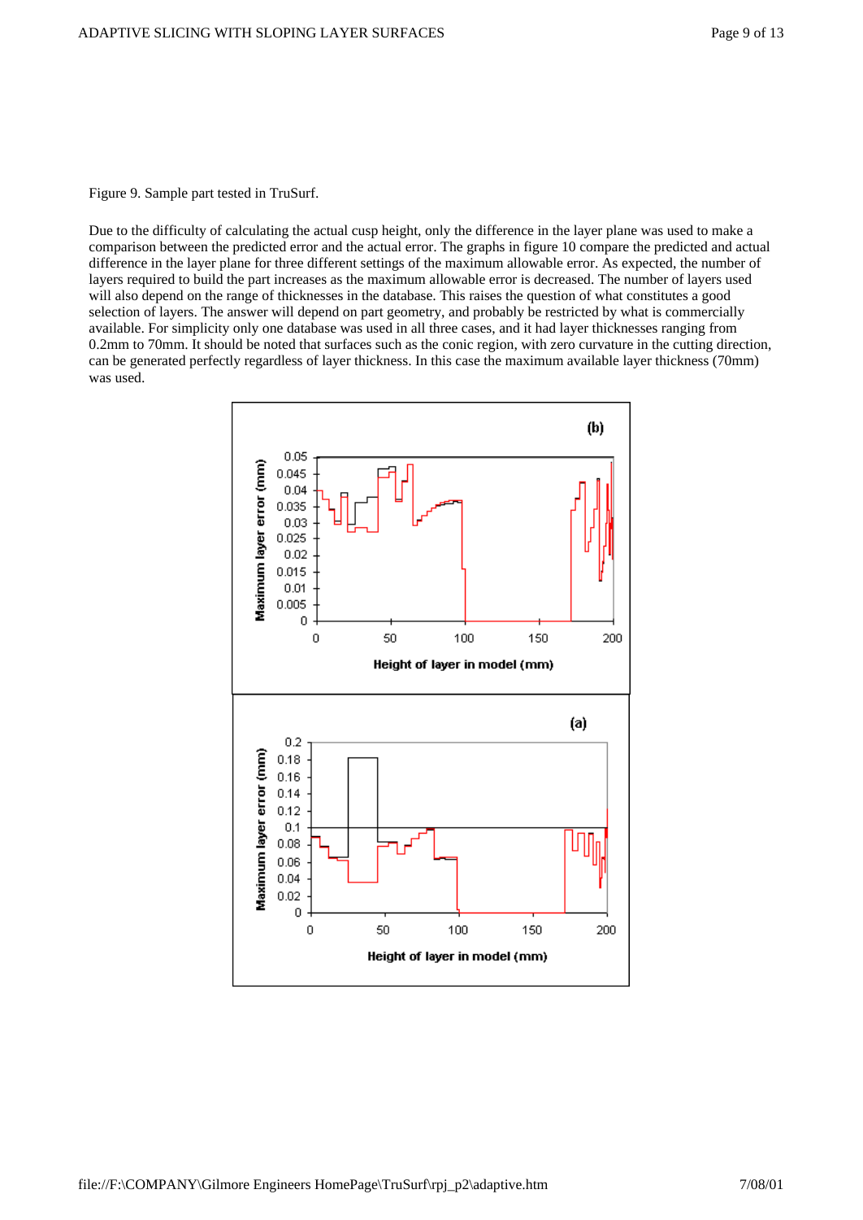Figure 9. Sample part tested in TruSurf.

Due to the difficulty of calculating the actual cusp height, only the difference in the layer plane was used to make a comparison between the predicted error and the actual error. The graphs in figure 10 compare the predicted and actual difference in the layer plane for three different settings of the maximum allowable error. As expected, the number of layers required to build the part increases as the maximum allowable error is decreased. The number of layers used will also depend on the range of thicknesses in the database. This raises the question of what constitutes a good selection of layers. The answer will depend on part geometry, and probably be restricted by what is commercially available. For simplicity only one database was used in all three cases, and it had layer thicknesses ranging from 0.2mm to 70mm. It should be noted that surfaces such as the conic region, with zero curvature in the cutting direction, can be generated perfectly regardless of layer thickness. In this case the maximum available layer thickness (70mm) was used.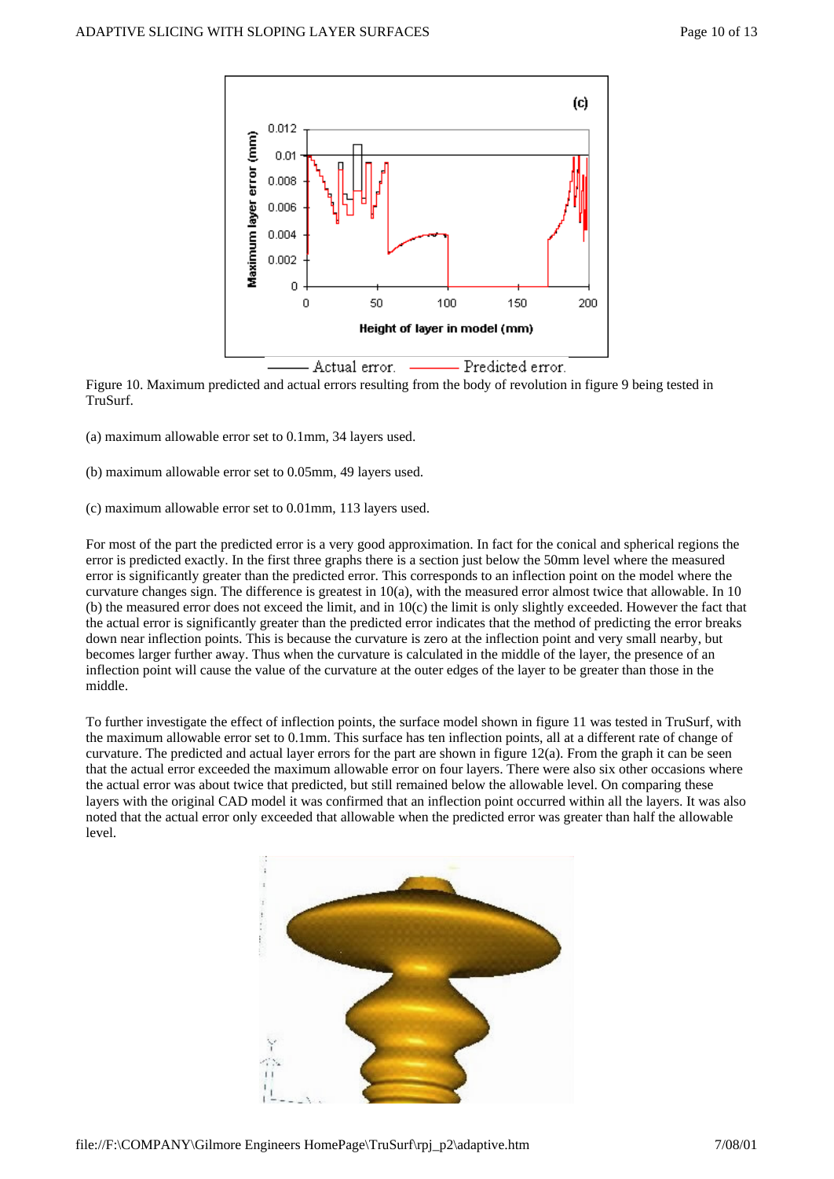Figure 10. Maximum predicted and actual errors resulting from the body of revolution in figure 9 being tested in TruSurf.

(a) maximum allowable error set to 0.1mm, 34 layers used.

(b) maximum allowable error set to 0.05mm, 49 layers used.

(c) maximum allowable error set to 0.01mm, 113 layers used.

For most of the part the predicted error is a very good approximation. In fact for the conical and spherical regions the error is predicted exactly. In the first three graphs there is a section just below the 50mm level where the measured error is significantly greater than the predicted error. This corresponds to an inflection point on the model where the curvature changes sign. The difference is greatest in 10(a), with the measured error almost twice that allowable. In 10 (b) the measured error does not exceed the limit, and in 10(c) the limit is only slightly exceeded. However the fact that the actual error is significantly greater than the predicted error indicates that the method of predicting the error breaks down near inflection points. This is because the curvature is zero at the inflection point and very small nearby, but becomes larger further away. Thus when the curvature is calculated in the middle of the layer, the presence of an inflection point will cause the value of the curvature at the outer edges of the layer to be greater than those in the middle.

To further investigate the effect of inflection points, the surface model shown in figure 11 was tested in TruSurf, with the maximum allowable error set to 0.1mm. This surface has ten inflection points, all at a different rate of change of curvature. The predicted and actual layer errors for the part are shown in figure 12(a). From the graph it can be seen that the actual error exceeded the maximum allowable error on four layers. There were also six other occasions where the actual error was about twice that predicted, but still remained below the allowable level. On comparing these layers with the original CAD model it was confirmed that an inflection point occurred within all the layers. It was also noted that the actual error only exceeded that allowable when the predicted error was greater than half the allowable level.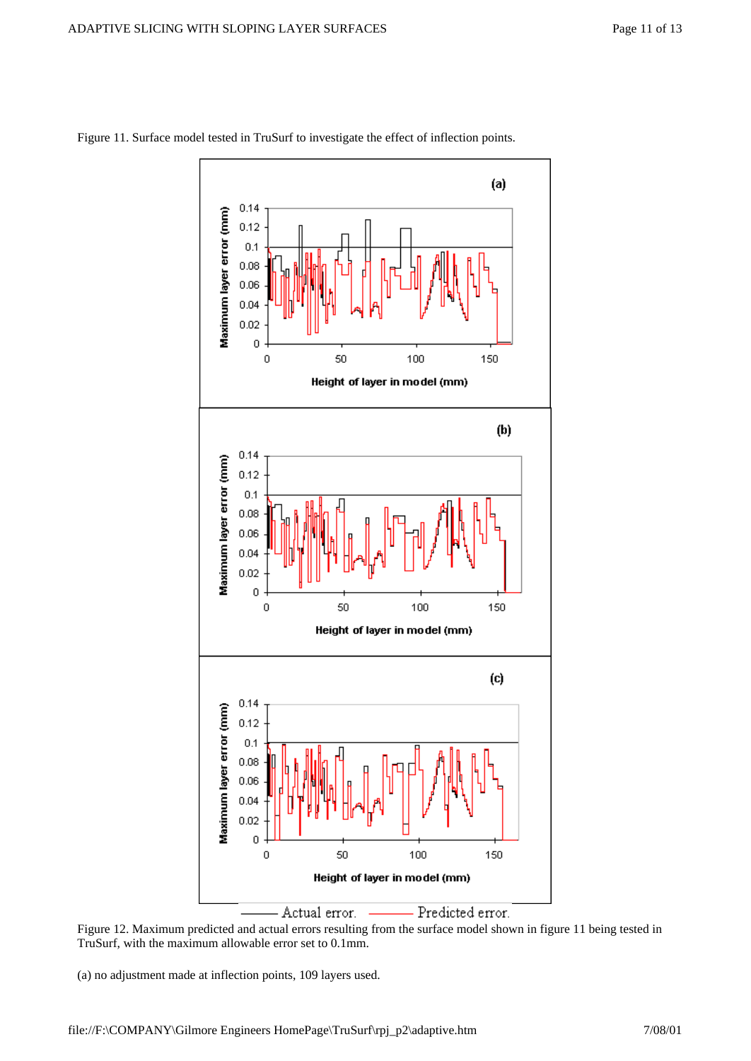Figure 11. Surface model tested in TruSurf to investigate the effect of inflection points.

Figure 12. Maximum predicted and actual errors resulting from the surface model shown in figure 11 being tested in TruSurf, with the maximum allowable error set to 0.1mm.

(a) no adjustment made at inflection points, 109 layers used.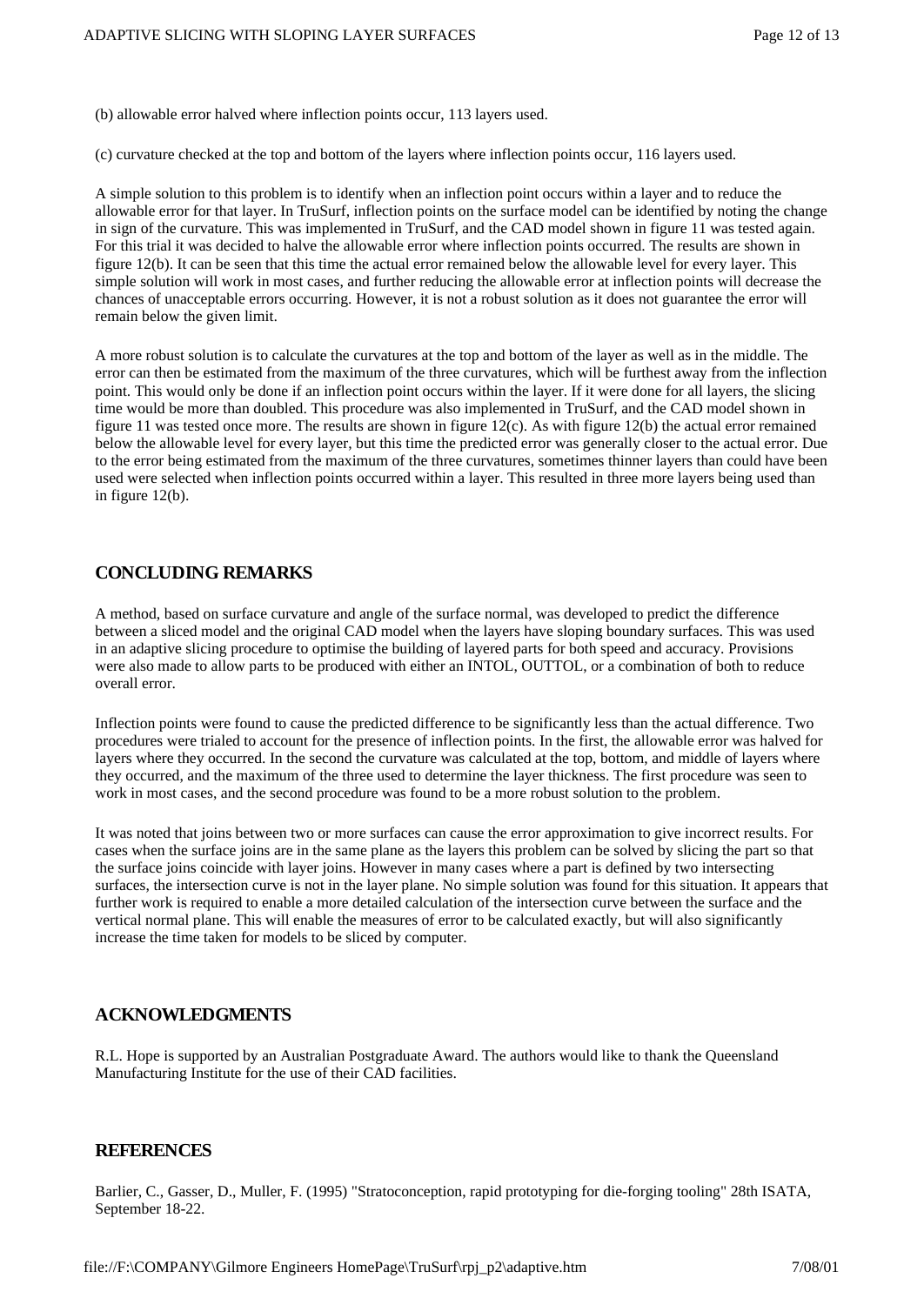(b) allowable error halved where inflection points occur, 113 layers used.

(c) curvature checked at the top and bottom of the layers where inflection points occur, 116 layers used.

A simple solution to this problem is to identify when an inflection point occurs within a layer and to reduce the allowable error for that layer. In TruSurf, inflection points on the surface model can be identified by noting the change in sign of the curvature. This was implemented in TruSurf, and the CAD model shown in figure 11 was tested again. For this trial it was decided to halve the allowable error where inflection points occurred. The results are shown in figure 12(b). It can be seen that this time the actual error remained below the allowable level for every layer. This simple solution will work in most cases, and further reducing the allowable error at inflection points will decrease the chances of unacceptable errors occurring. However, it is not a robust solution as it does not guarantee the error will remain below the given limit.

A more robust solution is to calculate the curvatures at the top and bottom of the layer as well as in the middle. The error can then be estimated from the maximum of the three curvatures, which will be furthest away from the inflection point. This would only be done if an inflection point occurs within the layer. If it were done for all layers, the slicing time would be more than doubled. This procedure was also implemented in TruSurf, and the CAD model shown in figure 11 was tested once more. The results are shown in figure 12(c). As with figure 12(b) the actual error remained below the allowable level for every layer, but this time the predicted error was generally closer to the actual error. Due to the error being estimated from the maximum of the three curvatures, sometimes thinner layers than could have been used were selected when inflection points occurred within a layer. This resulted in three more layers being used than in figure 12(b).

## CONCLUDING REMARKS

A method, based on surface curvature and angle of the surface normal, was developed to predict the difference between a sliced model and the original CAD model when the layers have sloping boundary surfaces. This was used in an adaptive slicing procedure to optimise the building of layered parts for both speed and accuracy. Provisions were also made to allow parts to be produced with either an INTOL, OUTTOL, or a combination of both to reduce overall error.

Inflection points were found to cause the predicted difference to be significantly less than the actual difference. Two procedures were trialed to account for the presence of inflection points. In the first, the allowable error was halved for layers where they occurred. In the second the curvature was calculated at the top, bottom, and middle of layers where they occurred, and the maximum of the three used to determine the layer thickness. The first procedure was seen to work in most cases, and the second procedure was found to be a more robust solution to the problem.

It was noted that joins between two or more surfaces can cause the error approximation to give incorrect results. For cases when the surface joins are in the same plane as the layers this problem can be solved by slicing the part so that the surface joins coincide with layer joins. However in many cases where a part is defined by two intersecting surfaces, the intersection curve is not in the layer plane. No simple solution was found for this situation. It appears that further work is required to enable a more detailed calculation of the intersection curve between the surface and the vertical normal plane. This will enable the measures of error to be calculated exactly, but will also significantly increase the time taken for models to be sliced by computer.

## ACKNOWLEDGMENTS

R.L. Hope is supported by an Australian Postgraduate Award. The authors would like to thank the Queensland Manufacturing Institute for the use of their CAD facilities.

## REFERENCES

Barlier, C., Gasser, D., Muller, F. (1995) "Stratoconception, rapid prototyping for die-forging tooling" 28th ISATA, September 18-22.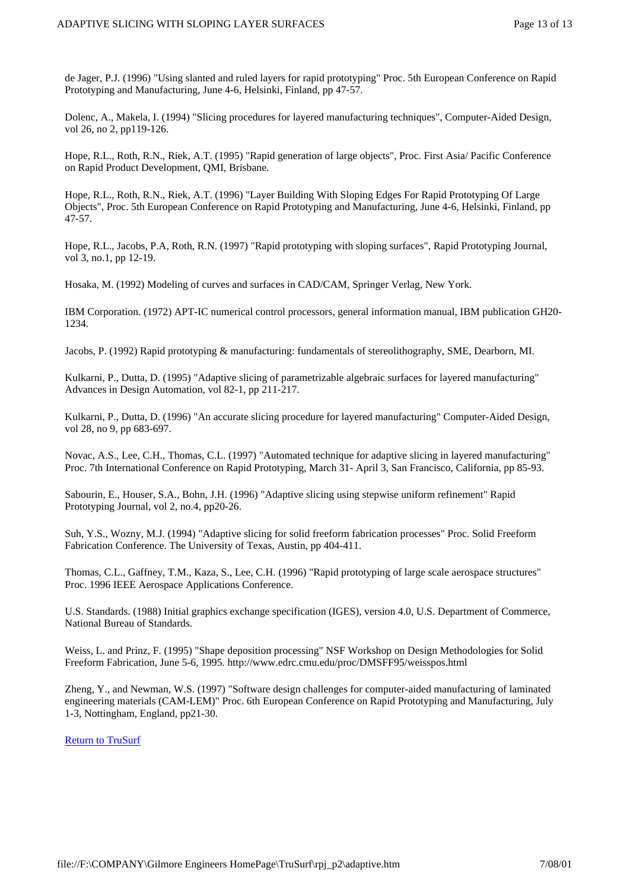de Jager, P.J. (1996) "Using slanted and ruled layers for rapid prototyping" Proc. 5th European Conference on Rapid Prototyping and Manufacturing, June 4-6, Helsinki, Finland, pp 47-57.

Dolenc, A., Makela, I. (1994) "Slicing procedures for layered manufacturing techniques", Computer-Aided Design, vol 26, no 2, pp119-126.

Hope, R.L., Roth, R.N., Riek, A.T. (1995) "Rapid generation of large objects", Proc. First Asia/ Pacific Conference on Rapid Product Development, QMI, Brisbane.

Hope, R.L., Roth, R.N., Riek, A.T. (1996) "Layer Building With Sloping Edges For Rapid Prototyping Of Large Objects", Proc. 5th European Conference on Rapid Prototyping and Manufacturing, June 4-6, Helsinki, Finland, pp 47-57.

Hope, R.L., Jacobs, P.A, Roth, R.N. (1997) "Rapid prototyping with sloping surfaces", Rapid Prototyping Journal, vol 3, no.1, pp 12-19.

Hosaka, M. (1992) Modeling of curves and surfaces in CAD/CAM, Springer Verlag, New York.

IBM Corporation. (1972) APT-IC numerical control processors, general information manual, IBM publication GH20-1234.

Jacobs, P. (1992) Rapid prototyping & manufacturing: fundamentals of stereolithography, SME, Dearborn, MI.

Kulkarni, P., Dutta, D. (1995) "Adaptive slicing of parametrizable algebraic surfaces for layered manufacturing" Advances in Design Automation, vol 82-1, pp 211-217.

Kulkarni, P., Dutta, D. (1996) "An accurate slicing procedure for layered manufacturing" Computer-Aided Design, vol 28, no 9, pp 683-697.

Novac, A.S., Lee, C.H., Thomas, C.L. (1997) "Automated technique for adaptive slicing in layered manufacturing" Proc. 7th International Conference on Rapid Prototyping, March 31- April 3, San Francisco, California, pp 85-93.

Sabourin, E., Houser, S.A., Bohn, J.H. (1996) "Adaptive slicing using stepwise uniform refinement" Rapid Prototyping Journal, vol 2, no.4, pp20-26.

Suh, Y.S., Wozny, M.J. (1994) "Adaptive slicing for solid freeform fabrication processes" Proc. Solid Freeform Fabrication Conference. The University of Texas, Austin, pp 404-411.

Thomas, C.L., Gaffney, T.M., Kaza, S., Lee, C.H. (1996) "Rapid prototyping of large scale aerospace structures" Proc. 1996 IEEE Aerospace Applications Conference.

U.S. Standards. (1988) Initial graphics exchange specification (IGES), version 4.0, U.S. Department of Commerce, National Bureau of Standards.

Weiss, L. and Prinz, F. (1995) "Shape deposition processing" NSF Workshop on Design Methodologies for Solid Freeform Fabrication, June 5-6, 1995. http://www.edrc.cmu.edu/proc/DMSFF95/weisspos.html

Zheng, Y., and Newman, W.S. (1997) "Software design challenges for computer-aided manufacturing of laminated engineering materials (CAM-LEM)" Proc. 6th European Conference on Rapid Prototyping and Manufacturing, July 1-3, Nottingham, England, pp21-30.

Return to TruSurf